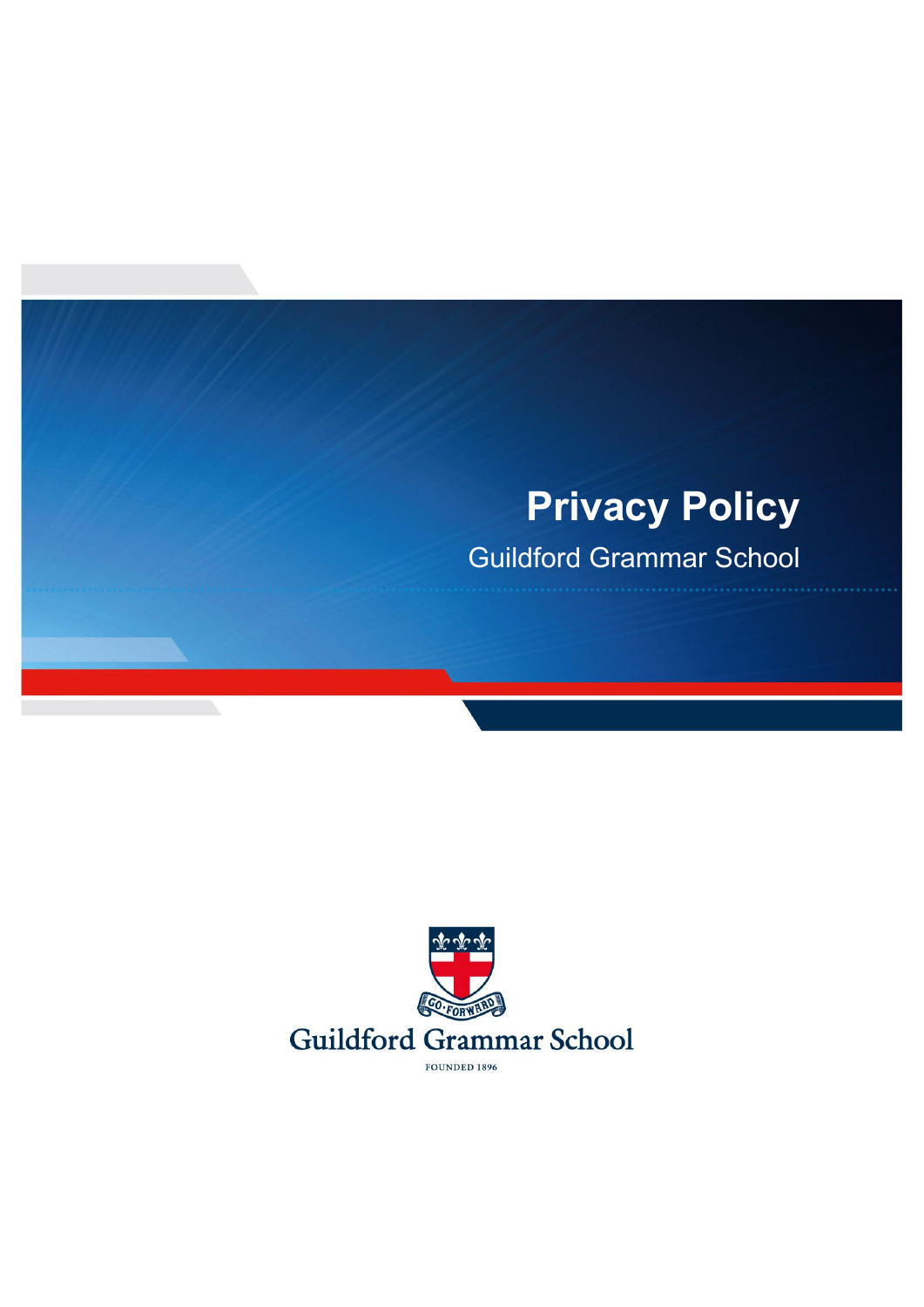# Privacy Policy

Guildford Grammar School

GO · FORWARD

Guildford Grammar School

FOUNDED 1896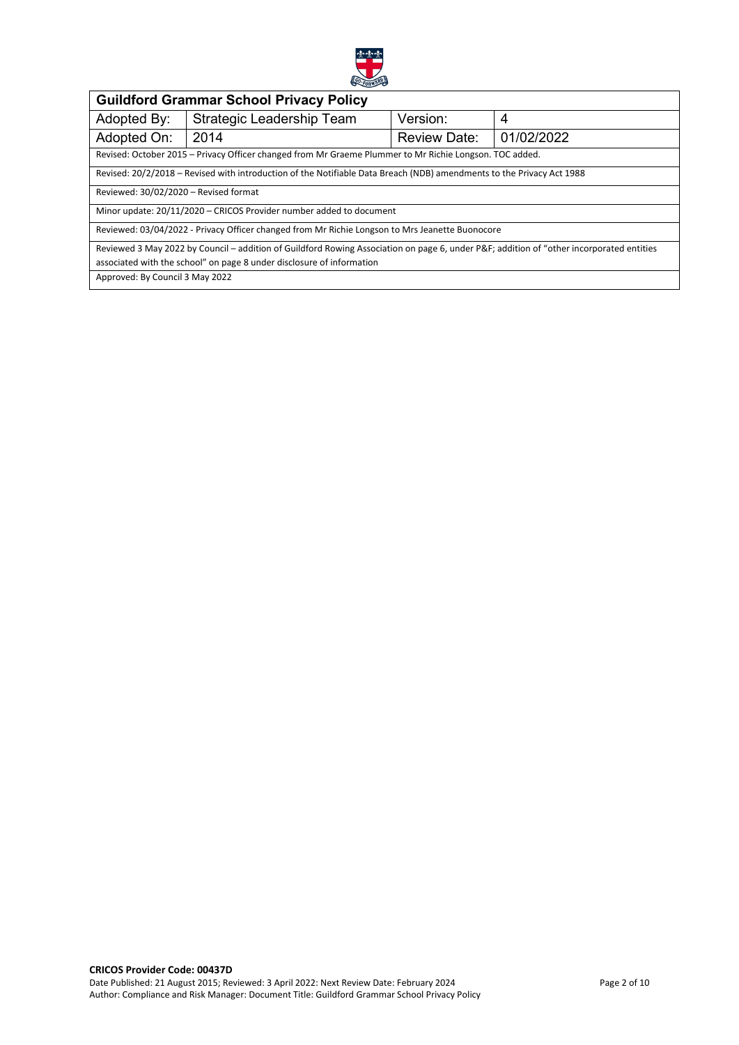| **Guildford Grammar School Privacy Policy** | | | |
|---|---|---|---|
| Adopted By: | Strategic Leadership Team | Version: | 4 |
| Adopted On: | 2014 | Review Date: | 01/02/2022 |
| Revised: October 2015 – Privacy Officer changed from Mr Graeme Plummer to Mr Richie Longson. TOC added. | | | |
| Revised: 20/2/2018 – Revised with introduction of the Notifiable Data Breach (NDB) amendments to the Privacy Act 1988 | | | |
| Reviewed: 30/02/2020 – Revised format | | | |
| Minor update: 20/11/2020 – CRICOS Provider number added to document | | | |
| Reviewed: 03/04/2022 - Privacy Officer changed from Mr Richie Longson to Mrs Jeanette Buonocore | | | |
| Reviewed 3 May 2022 by Council – addition of Guildford Rowing Association on page 6, under P&F; addition of "other incorporated entities associated with the school" on page 8 under disclosure of information | | | |
| Approved: By Council 3 May 2022 | | | |

**CRICOS Provider Code: 00437D**
Date Published: 21 August 2015; Reviewed: 3 April 2022: Next Review Date: February 2024
Author: Compliance and Risk Manager: Document Title: Guildford Grammar School Privacy Policy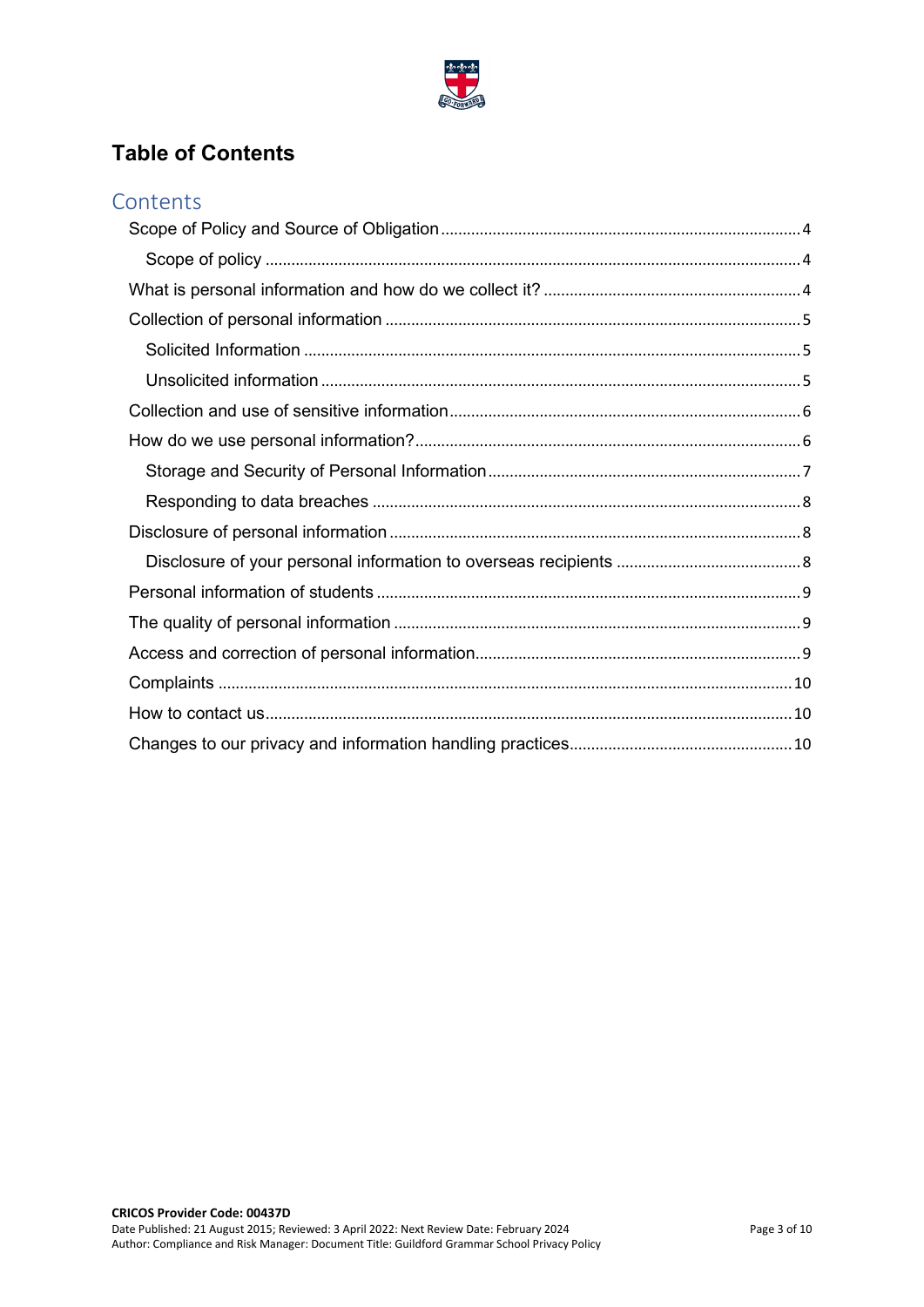# Table of Contents

## Contents

- Scope of Policy and Source of Obligation ........ 4
  - Scope of policy ........ 4
- What is personal information and how do we collect it? ........ 4
- Collection of personal information ........ 5
  - Solicited Information ........ 5
  - Unsolicited information ........ 5
- Collection and use of sensitive information ........ 6
- How do we use personal information? ........ 6
  - Storage and Security of Personal Information ........ 7
  - Responding to data breaches ........ 8
- Disclosure of personal information ........ 8
  - Disclosure of your personal information to overseas recipients ........ 8
- Personal information of students ........ 9
- The quality of personal information ........ 9
- Access and correction of personal information ........ 9
- Complaints ........ 10
- How to contact us ........ 10
- Changes to our privacy and information handling practices ........ 10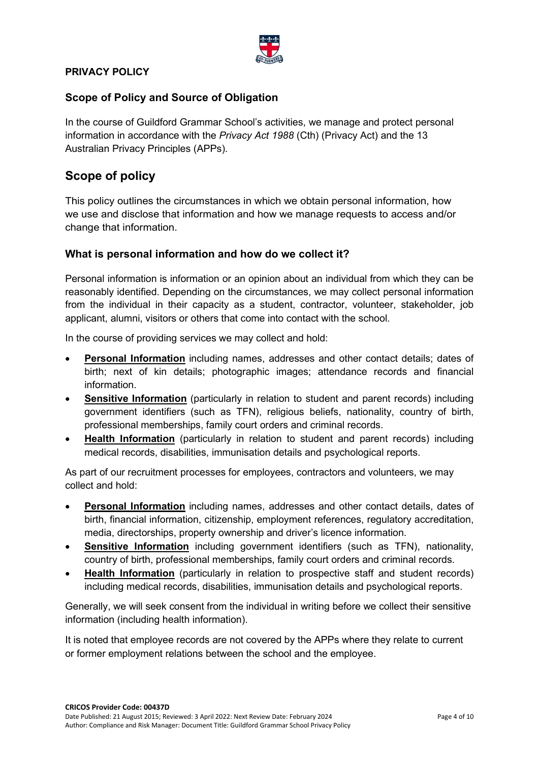**PRIVACY POLICY**

### Scope of Policy and Source of Obligation

In the course of Guildford Grammar School's activities, we manage and protect personal information in accordance with the *Privacy Act 1988* (Cth) (Privacy Act) and the 13 Australian Privacy Principles (APPs).

## Scope of policy

This policy outlines the circumstances in which we obtain personal information, how we use and disclose that information and how we manage requests to access and/or change that information.

### What is personal information and how do we collect it?

Personal information is information or an opinion about an individual from which they can be reasonably identified. Depending on the circumstances, we may collect personal information from the individual in their capacity as a student, contractor, volunteer, stakeholder, job applicant, alumni, visitors or others that come into contact with the school.

In the course of providing services we may collect and hold:

- **Personal Information** including names, addresses and other contact details; dates of birth; next of kin details; photographic images; attendance records and financial information.
- **Sensitive Information** (particularly in relation to student and parent records) including government identifiers (such as TFN), religious beliefs, nationality, country of birth, professional memberships, family court orders and criminal records.
- **Health Information** (particularly in relation to student and parent records) including medical records, disabilities, immunisation details and psychological reports.

As part of our recruitment processes for employees, contractors and volunteers, we may collect and hold:

- **Personal Information** including names, addresses and other contact details, dates of birth, financial information, citizenship, employment references, regulatory accreditation, media, directorships, property ownership and driver's licence information.
- **Sensitive Information** including government identifiers (such as TFN), nationality, country of birth, professional memberships, family court orders and criminal records.
- **Health Information** (particularly in relation to prospective staff and student records) including medical records, disabilities, immunisation details and psychological reports.

Generally, we will seek consent from the individual in writing before we collect their sensitive information (including health information).

It is noted that employee records are not covered by the APPs where they relate to current or former employment relations between the school and the employee.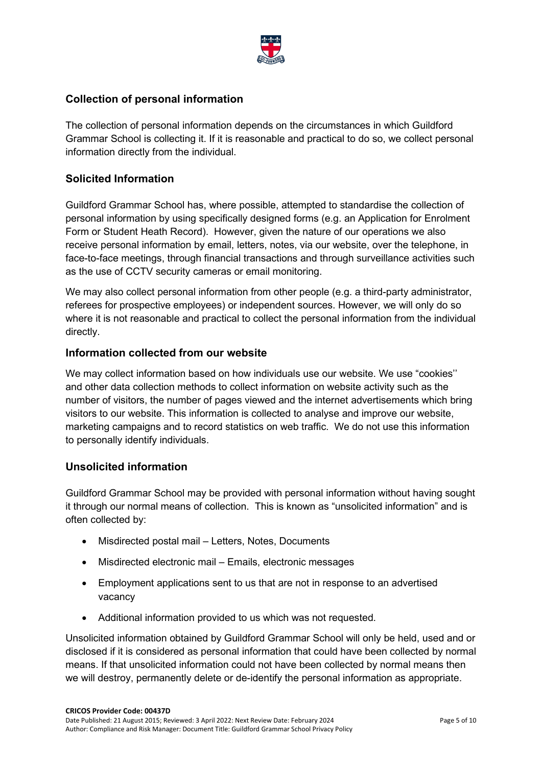## Collection of personal information

The collection of personal information depends on the circumstances in which Guildford Grammar School is collecting it. If it is reasonable and practical to do so, we collect personal information directly from the individual.

## Solicited Information

Guildford Grammar School has, where possible, attempted to standardise the collection of personal information by using specifically designed forms (e.g. an Application for Enrolment Form or Student Heath Record). However, given the nature of our operations we also receive personal information by email, letters, notes, via our website, over the telephone, in face-to-face meetings, through financial transactions and through surveillance activities such as the use of CCTV security cameras or email monitoring.

We may also collect personal information from other people (e.g. a third-party administrator, referees for prospective employees) or independent sources. However, we will only do so where it is not reasonable and practical to collect the personal information from the individual directly.

### Information collected from our website

We may collect information based on how individuals use our website. We use "cookies'' and other data collection methods to collect information on website activity such as the number of visitors, the number of pages viewed and the internet advertisements which bring visitors to our website. This information is collected to analyse and improve our website, marketing campaigns and to record statistics on web traffic. We do not use this information to personally identify individuals.

## Unsolicited information

Guildford Grammar School may be provided with personal information without having sought it through our normal means of collection. This is known as "unsolicited information" and is often collected by:

- Misdirected postal mail – Letters, Notes, Documents
- Misdirected electronic mail – Emails, electronic messages
- Employment applications sent to us that are not in response to an advertised vacancy
- Additional information provided to us which was not requested.

Unsolicited information obtained by Guildford Grammar School will only be held, used and or disclosed if it is considered as personal information that could have been collected by normal means. If that unsolicited information could not have been collected by normal means then we will destroy, permanently delete or de-identify the personal information as appropriate.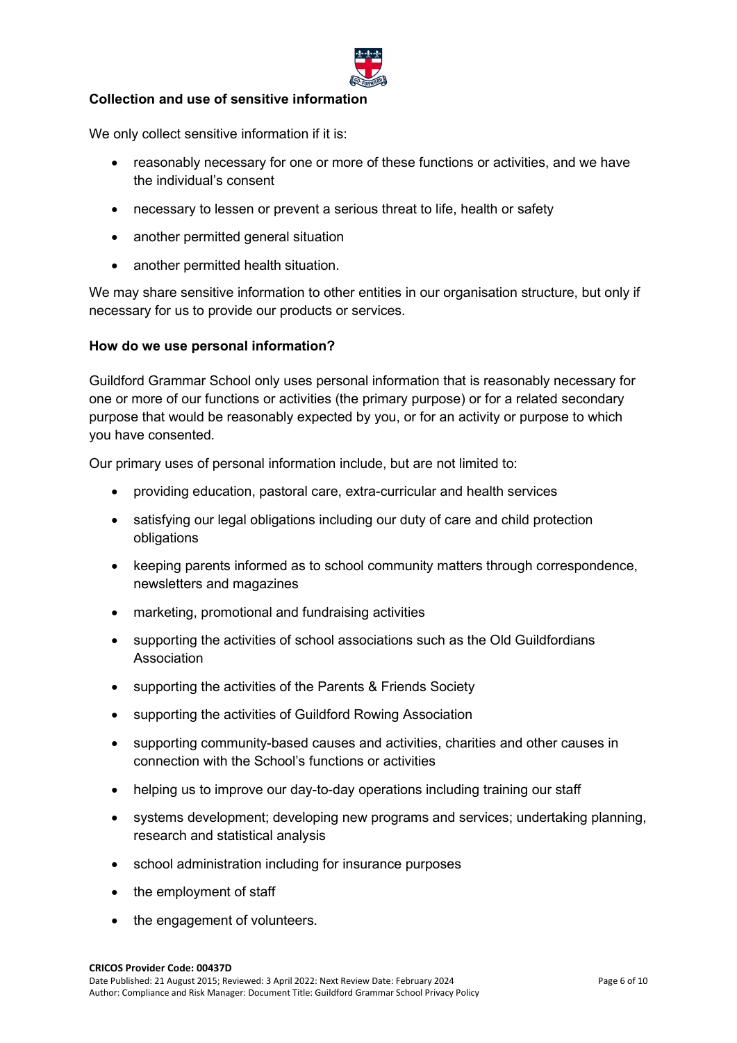**Collection and use of sensitive information**

We only collect sensitive information if it is:

- reasonably necessary for one or more of these functions or activities, and we have the individual's consent
- necessary to lessen or prevent a serious threat to life, health or safety
- another permitted general situation
- another permitted health situation.

We may share sensitive information to other entities in our organisation structure, but only if necessary for us to provide our products or services.

**How do we use personal information?**

Guildford Grammar School only uses personal information that is reasonably necessary for one or more of our functions or activities (the primary purpose) or for a related secondary purpose that would be reasonably expected by you, or for an activity or purpose to which you have consented.

Our primary uses of personal information include, but are not limited to:

- providing education, pastoral care, extra-curricular and health services
- satisfying our legal obligations including our duty of care and child protection obligations
- keeping parents informed as to school community matters through correspondence, newsletters and magazines
- marketing, promotional and fundraising activities
- supporting the activities of school associations such as the Old Guildfordians Association
- supporting the activities of the Parents & Friends Society
- supporting the activities of Guildford Rowing Association
- supporting community-based causes and activities, charities and other causes in connection with the School's functions or activities
- helping us to improve our day-to-day operations including training our staff
- systems development; developing new programs and services; undertaking planning, research and statistical analysis
- school administration including for insurance purposes
- the employment of staff
- the engagement of volunteers.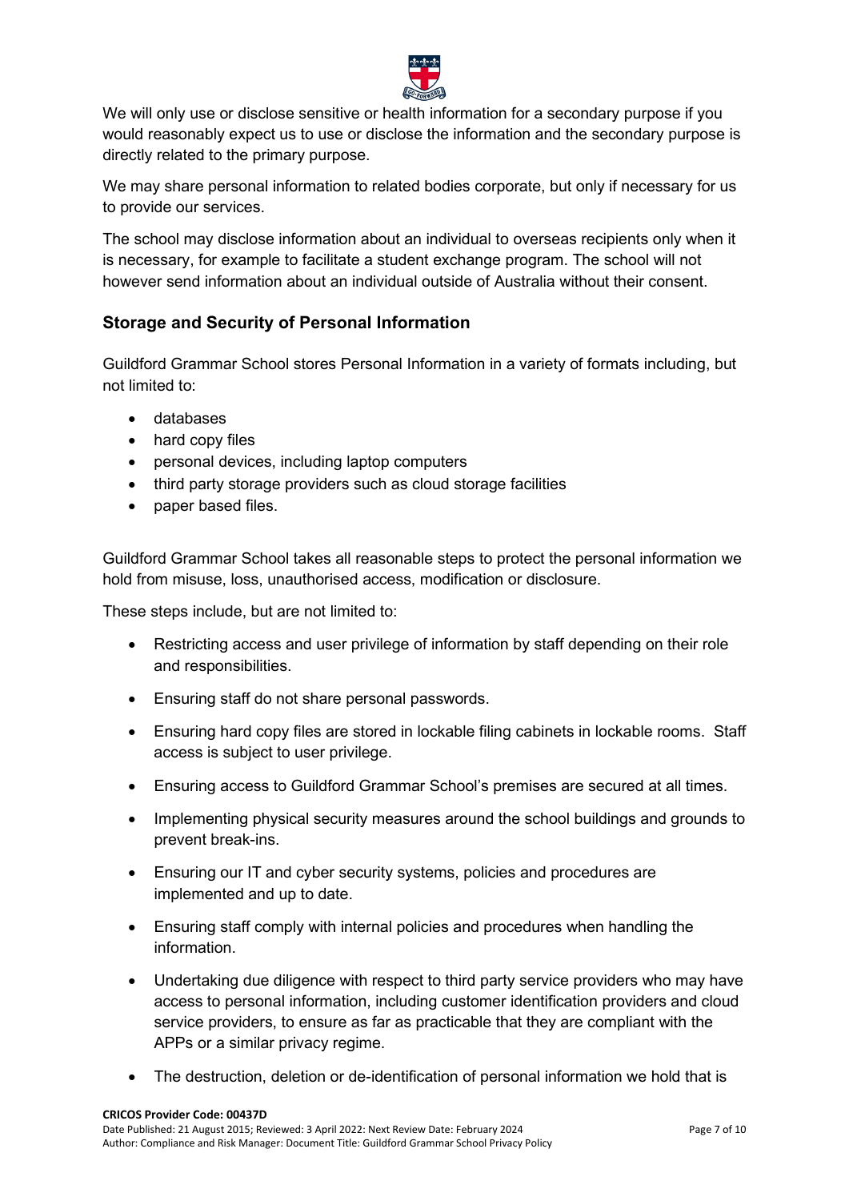We will only use or disclose sensitive or health information for a secondary purpose if you would reasonably expect us to use or disclose the information and the secondary purpose is directly related to the primary purpose.

We may share personal information to related bodies corporate, but only if necessary for us to provide our services.

The school may disclose information about an individual to overseas recipients only when it is necessary, for example to facilitate a student exchange program. The school will not however send information about an individual outside of Australia without their consent.

## Storage and Security of Personal Information

Guildford Grammar School stores Personal Information in a variety of formats including, but not limited to:

- databases
- hard copy files
- personal devices, including laptop computers
- third party storage providers such as cloud storage facilities
- paper based files.

Guildford Grammar School takes all reasonable steps to protect the personal information we hold from misuse, loss, unauthorised access, modification or disclosure.

These steps include, but are not limited to:

- Restricting access and user privilege of information by staff depending on their role and responsibilities.
- Ensuring staff do not share personal passwords.
- Ensuring hard copy files are stored in lockable filing cabinets in lockable rooms. Staff access is subject to user privilege.
- Ensuring access to Guildford Grammar School's premises are secured at all times.
- Implementing physical security measures around the school buildings and grounds to prevent break-ins.
- Ensuring our IT and cyber security systems, policies and procedures are implemented and up to date.
- Ensuring staff comply with internal policies and procedures when handling the information.
- Undertaking due diligence with respect to third party service providers who may have access to personal information, including customer identification providers and cloud service providers, to ensure as far as practicable that they are compliant with the APPs or a similar privacy regime.
- The destruction, deletion or de-identification of personal information we hold that is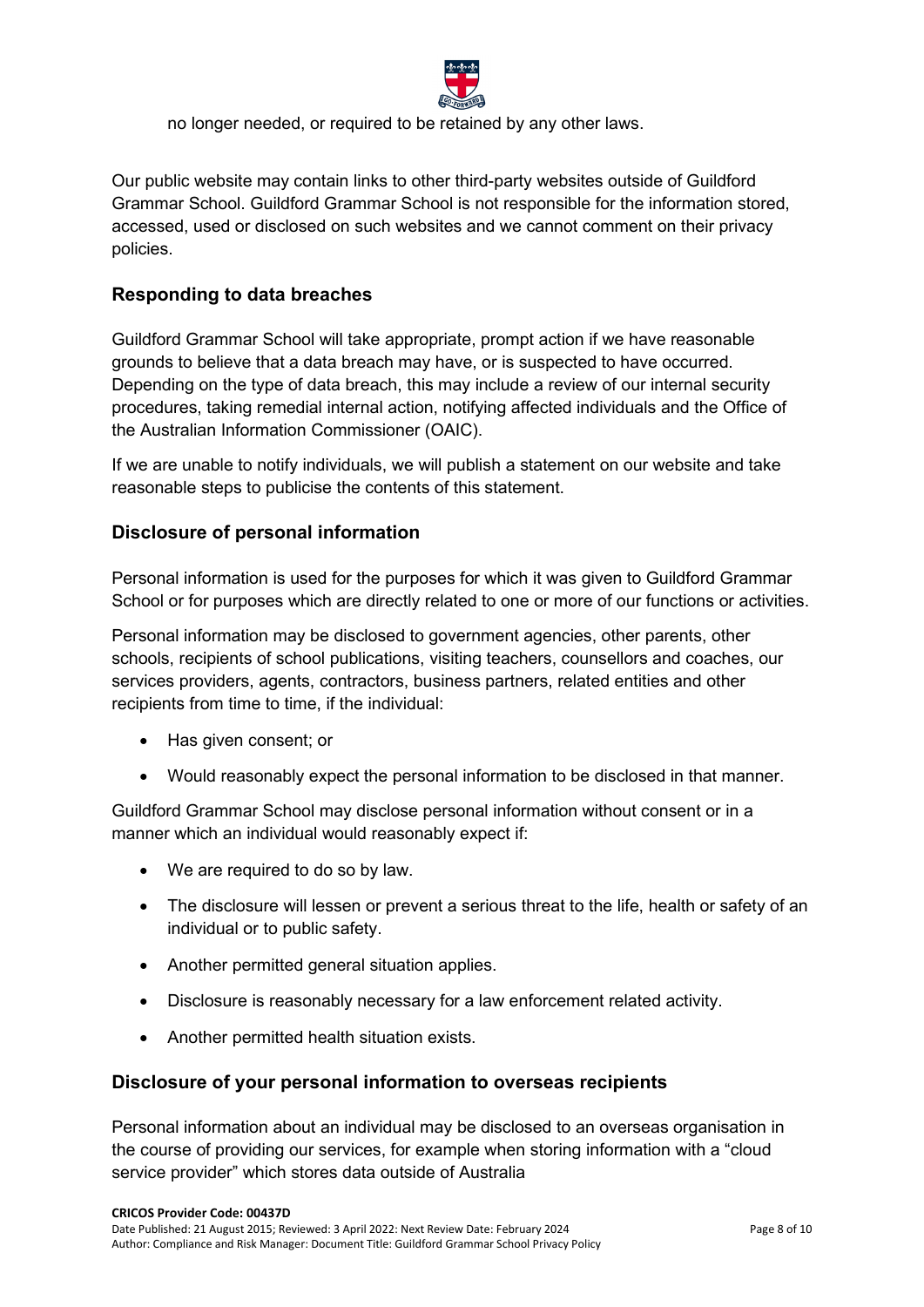no longer needed, or required to be retained by any other laws.

Our public website may contain links to other third-party websites outside of Guildford Grammar School. Guildford Grammar School is not responsible for the information stored, accessed, used or disclosed on such websites and we cannot comment on their privacy policies.

## Responding to data breaches

Guildford Grammar School will take appropriate, prompt action if we have reasonable grounds to believe that a data breach may have, or is suspected to have occurred. Depending on the type of data breach, this may include a review of our internal security procedures, taking remedial internal action, notifying affected individuals and the Office of the Australian Information Commissioner (OAIC).

If we are unable to notify individuals, we will publish a statement on our website and take reasonable steps to publicise the contents of this statement.

## Disclosure of personal information

Personal information is used for the purposes for which it was given to Guildford Grammar School or for purposes which are directly related to one or more of our functions or activities.

Personal information may be disclosed to government agencies, other parents, other schools, recipients of school publications, visiting teachers, counsellors and coaches, our services providers, agents, contractors, business partners, related entities and other recipients from time to time, if the individual:

- Has given consent; or
- Would reasonably expect the personal information to be disclosed in that manner.

Guildford Grammar School may disclose personal information without consent or in a manner which an individual would reasonably expect if:

- We are required to do so by law.
- The disclosure will lessen or prevent a serious threat to the life, health or safety of an individual or to public safety.
- Another permitted general situation applies.
- Disclosure is reasonably necessary for a law enforcement related activity.
- Another permitted health situation exists.

## Disclosure of your personal information to overseas recipients

Personal information about an individual may be disclosed to an overseas organisation in the course of providing our services, for example when storing information with a "cloud service provider" which stores data outside of Australia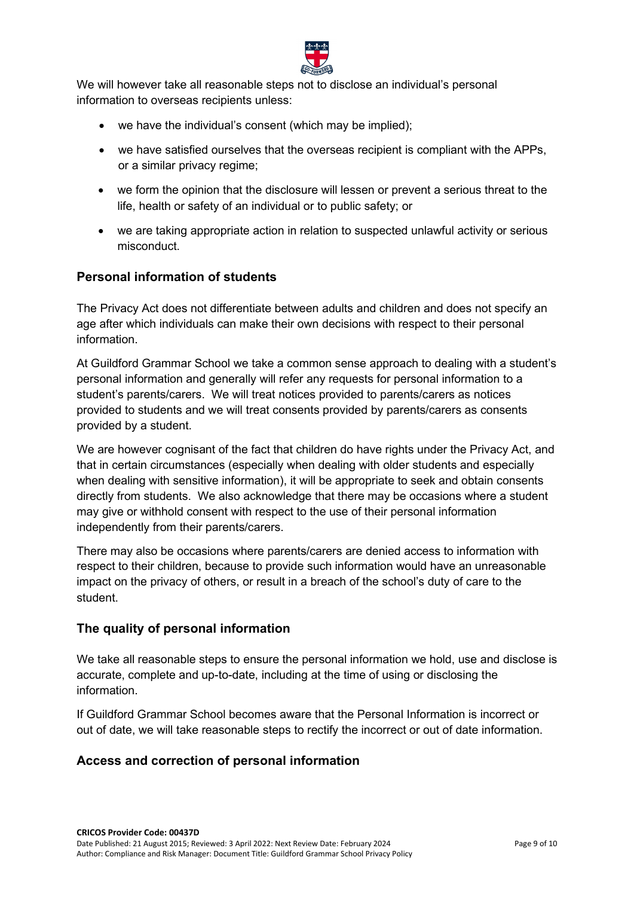We will however take all reasonable steps not to disclose an individual's personal information to overseas recipients unless:

- we have the individual's consent (which may be implied);
- we have satisfied ourselves that the overseas recipient is compliant with the APPs, or a similar privacy regime;
- we form the opinion that the disclosure will lessen or prevent a serious threat to the life, health or safety of an individual or to public safety; or
- we are taking appropriate action in relation to suspected unlawful activity or serious misconduct.

## Personal information of students

The Privacy Act does not differentiate between adults and children and does not specify an age after which individuals can make their own decisions with respect to their personal information.

At Guildford Grammar School we take a common sense approach to dealing with a student's personal information and generally will refer any requests for personal information to a student's parents/carers. We will treat notices provided to parents/carers as notices provided to students and we will treat consents provided by parents/carers as consents provided by a student.

We are however cognisant of the fact that children do have rights under the Privacy Act, and that in certain circumstances (especially when dealing with older students and especially when dealing with sensitive information), it will be appropriate to seek and obtain consents directly from students. We also acknowledge that there may be occasions where a student may give or withhold consent with respect to the use of their personal information independently from their parents/carers.

There may also be occasions where parents/carers are denied access to information with respect to their children, because to provide such information would have an unreasonable impact on the privacy of others, or result in a breach of the school's duty of care to the student.

## The quality of personal information

We take all reasonable steps to ensure the personal information we hold, use and disclose is accurate, complete and up-to-date, including at the time of using or disclosing the information.

If Guildford Grammar School becomes aware that the Personal Information is incorrect or out of date, we will take reasonable steps to rectify the incorrect or out of date information.

## Access and correction of personal information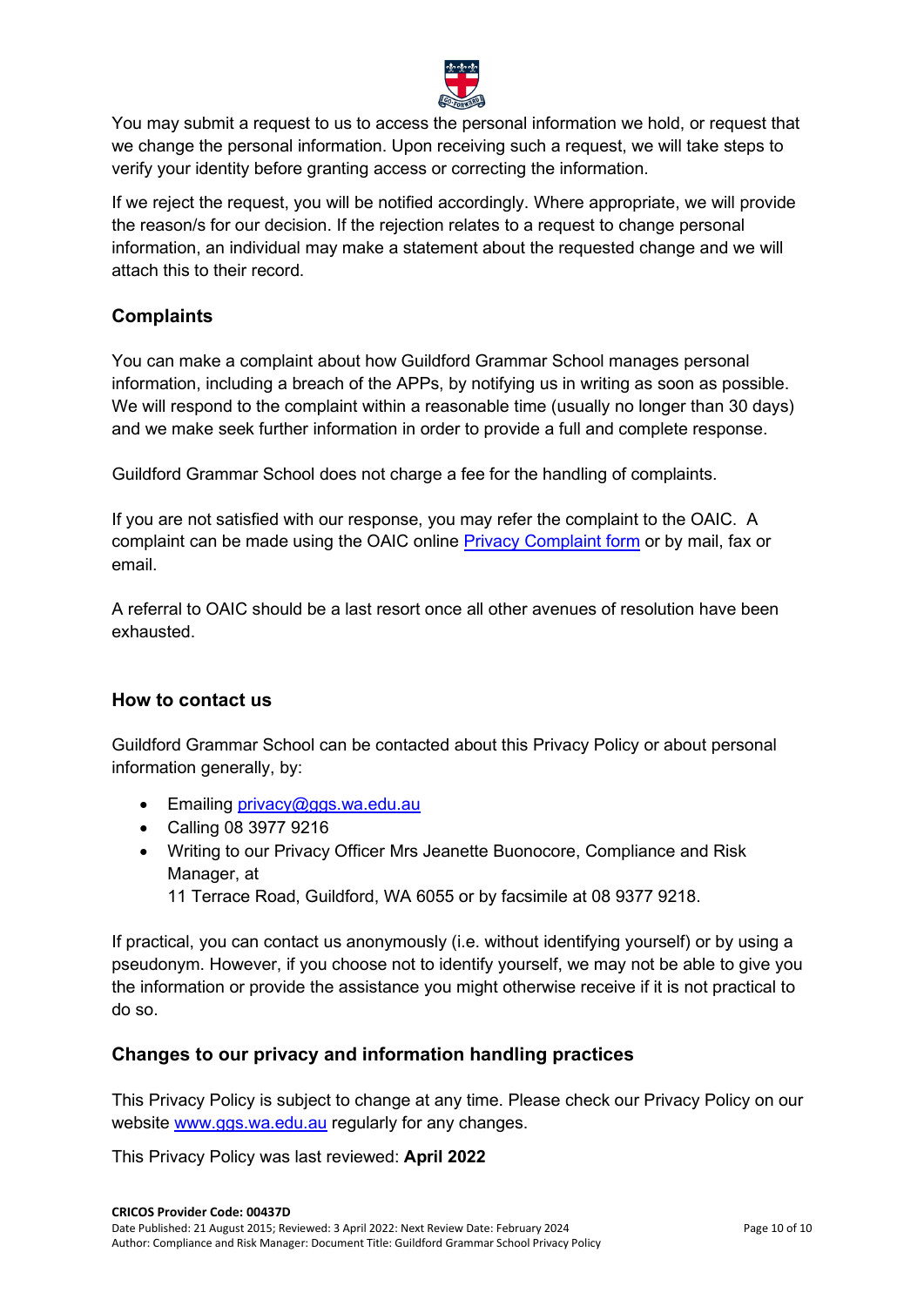You may submit a request to us to access the personal information we hold, or request that we change the personal information. Upon receiving such a request, we will take steps to verify your identity before granting access or correcting the information.

If we reject the request, you will be notified accordingly. Where appropriate, we will provide the reason/s for our decision. If the rejection relates to a request to change personal information, an individual may make a statement about the requested change and we will attach this to their record.

## Complaints

You can make a complaint about how Guildford Grammar School manages personal information, including a breach of the APPs, by notifying us in writing as soon as possible. We will respond to the complaint within a reasonable time (usually no longer than 30 days) and we make seek further information in order to provide a full and complete response.

Guildford Grammar School does not charge a fee for the handling of complaints.

If you are not satisfied with our response, you may refer the complaint to the OAIC. A complaint can be made using the OAIC online Privacy Complaint form or by mail, fax or email.

A referral to OAIC should be a last resort once all other avenues of resolution have been exhausted.

## How to contact us

Guildford Grammar School can be contacted about this Privacy Policy or about personal information generally, by:

- Emailing privacy@ggs.wa.edu.au
- Calling 08 3977 9216
- Writing to our Privacy Officer Mrs Jeanette Buonocore, Compliance and Risk Manager, at
  11 Terrace Road, Guildford, WA 6055 or by facsimile at 08 9377 9218.

If practical, you can contact us anonymously (i.e. without identifying yourself) or by using a pseudonym. However, if you choose not to identify yourself, we may not be able to give you the information or provide the assistance you might otherwise receive if it is not practical to do so.

## Changes to our privacy and information handling practices

This Privacy Policy is subject to change at any time. Please check our Privacy Policy on our website www.ggs.wa.edu.au regularly for any changes.

This Privacy Policy was last reviewed: **April 2022**

**CRICOS Provider Code: 00437D**
Date Published: 21 August 2015; Reviewed: 3 April 2022: Next Review Date: February 2024
Author: Compliance and Risk Manager: Document Title: Guildford Grammar School Privacy Policy